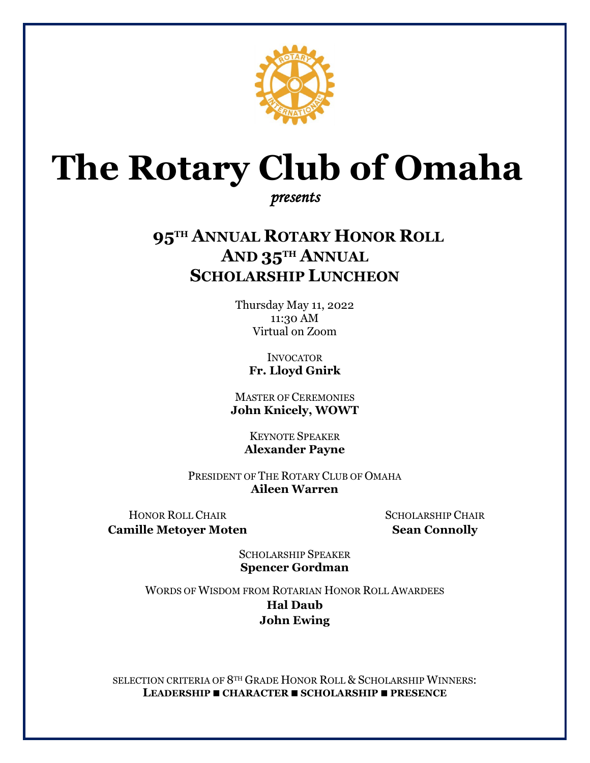# The Rotary Club of Omaha

*presents*

## 95TH ANNUAL ROTARY HONOR ROLL AND 35TH ANNUAL SCHOLARSHIP LUNCHEON

Thursday May 11, 2022
11:30 AM
Virtual on Zoom

INVOCATOR
**Fr. Lloyd Gnirk**

MASTER OF CEREMONIES
**John Knicely, WOWT**

KEYNOTE SPEAKER
**Alexander Payne**

PRESIDENT OF THE ROTARY CLUB OF OMAHA
**Aileen Warren**

HONOR ROLL CHAIR
**Camille Metoyer Moten**

SCHOLARSHIP CHAIR
**Sean Connolly**

SCHOLARSHIP SPEAKER
**Spencer Gordman**

WORDS OF WISDOM FROM ROTARIAN HONOR ROLL AWARDEES
**Hal Daub**
**John Ewing**

SELECTION CRITERIA OF 8TH GRADE HONOR ROLL & SCHOLARSHIP WINNERS:
**LEADERSHIP ■ CHARACTER ■ SCHOLARSHIP ■ PRESENCE**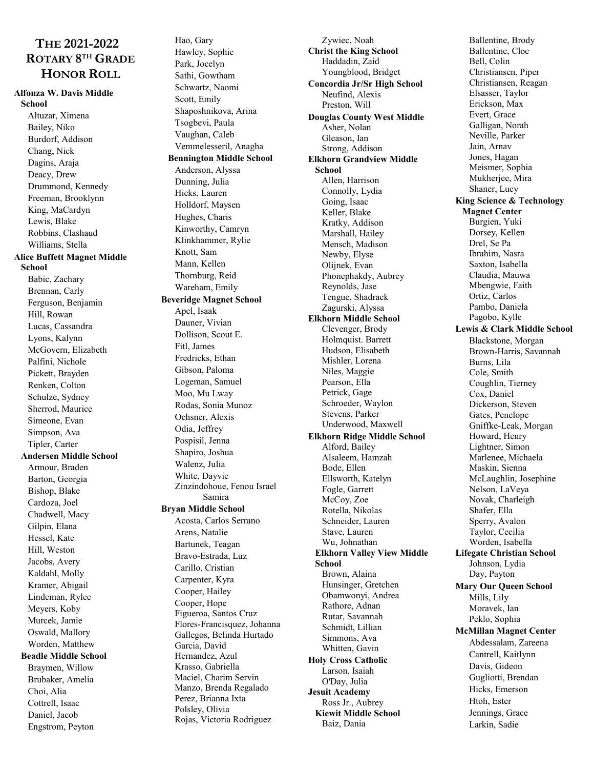# The 2021-2022 Rotary 8th Grade Honor Roll

**Alfonza W. Davis Middle School**

Altuzar, Ximena
Bailey, Niko
Burdorf, Addison
Chang, Nick
Dagins, Araja
Deacy, Drew
Drummond, Kennedy
Freeman, Brooklynn
King, MaCardyn
Lewis, Blake
Robbins, Clashaud
Williams, Stella

**Alice Buffett Magnet Middle School**

Babic, Zachary
Brennan, Carly
Ferguson, Benjamin
Hill, Rowan
Lucas, Cassandra
Lyons, Kalynn
McGovern, Elizabeth
Palfini, Nichole
Pickett, Brayden
Renken, Colton
Schulze, Sydney
Sherrod, Maurice
Simeone, Evan
Simpson, Ava
Tipler, Carter

**Andersen Middle School**

Armour, Braden
Barton, Georgia
Bishop, Blake
Cardoza, Joel
Chadwell, Macy
Gilpin, Elana
Hessel, Kate
Hill, Weston
Jacobs, Avery
Kaldahl, Molly
Kramer, Abigail
Lindeman, Rylee
Meyers, Koby
Murcek, Jamie
Oswald, Mallory
Worden, Matthew

**Beadle Middle School**

Braymen, Willow
Brubaker, Amelia
Choi, Alia
Cottrell, Isaac
Daniel, Jacob
Engstrom, Peyton
Hao, Gary
Hawley, Sophie
Park, Jocelyn
Sathi, Gowtham
Schwartz, Naomi
Scott, Emily
Shaposhnikova, Arina
Tsogbevi, Paula
Vaughan, Caleb
Vemmelesseril, Anagha

**Bennington Middle School**

Anderson, Alyssa
Dunning, Julia
Hicks, Lauren
Holldorf, Maysen
Hughes, Charis
Kinworthy, Camryn
Klinkhammer, Rylie
Knott, Sam
Mann, Kellen
Thornburg, Reid
Wareham, Emily

**Beveridge Magnet School**

Apel, Isaak
Dauner, Vivian
Dollison, Scout E.
Fitl, James
Fredricks, Ethan
Gibson, Paloma
Logeman, Samuel
Moo, Mu Lway
Rodas, Sonia Munoz
Ochsner, Alexis
Odia, Jeffrey
Pospisil, Jenna
Shapiro, Joshua
Walenz, Julia
White, Dayvie
Zinzindohoue, Fenou Israel Samira

**Bryan Middle School**

Acosta, Carlos Serrano
Arens, Natalie
Bartunek, Teagan
Bravo-Estrada, Luz
Carillo, Cristian
Carpenter, Kyra
Cooper, Hailey
Cooper, Hope
Figueroa, Santos Cruz
Flores-Francisquez, Johanna
Gallegos, Belinda Hurtado
Garcia, David
Hernandez, Azul
Krasso, Gabriella
Maciel, Charim Servin
Manzo, Brenda Regalado
Perez, Brianna Ixta
Polsley, Olivia
Rojas, Victoria Rodriguez
Zywiec, Noah

**Christ the King School**

Haddadin, Zaid
Youngblood, Bridget

**Concordia Jr/Sr High School**

Neufind, Alexis
Preston, Will

**Douglas County West Middle**

Asher, Nolan
Gleason, Ian
Strong, Addison

**Elkhorn Grandview Middle School**

Allen, Harrison
Connolly, Lydia
Going, Isaac
Keller, Blake
Kratky, Addison
Marshall, Hailey
Mensch, Madison
Newby, Elyse
Olijnek, Evan
Phonephakdy, Aubrey
Reynolds, Jase
Tengue, Shadrack
Zagurski, Alyssa

**Elkhorn Middle School**

Clevenger, Brody
Holmquist. Barrett
Hudson, Elisabeth
Mishler, Lorena
Niles, Maggie
Pearson, Ella
Petrick, Gage
Schroeder, Waylon
Stevens, Parker
Underwood, Maxwell

**Elkhorn Ridge Middle School**

Alford, Bailey
Alsaleem, Hamzah
Bode, Ellen
Ellsworth, Katelyn
Fogle, Garrett
McCoy, Zoe
Rotella, Nikolas
Schneider, Lauren
Stave, Lauren
Wu, Johnathan

**Elkhorn Valley View Middle School**

Brown, Alaina
Hunsinger, Gretchen
Obamwonyi, Andrea
Rathore, Adnan
Rutar, Savannah
Schmidt, Lillian
Simmons, Ava
Whitten, Gavin

**Holy Cross Catholic**

Larson, Isaiah
O'Day, Julia

**Jesuit Academy**

Ross Jr., Aubrey

**Kiewit Middle School**

Baiz, Dania
Ballentine, Brody
Ballentine, Cloe
Bell, Colin
Christiansen, Piper
Christiansen, Reagan
Elsasser, Taylor
Erickson, Max
Evert, Grace
Galligan, Norah
Neville, Parker
Jain, Arnav
Jones, Hagan
Meismer, Sophia
Mukherjee, Mira
Shaner, Lucy

**King Science & Technology Magnet Center**

Burgien, Yuki
Dorsey, Kellen
Drel, Se Pa
Ibrahim, Nasra
Saxton, Isabella
Claudia, Mauwa
Mbengwie, Faith
Ortiz, Carlos
Pambo, Daniela
Pagobo, Kylle

**Lewis & Clark Middle School**

Blackstone, Morgan
Brown-Harris, Savannah
Burns, Lila
Cole, Smith
Coughlin, Tierney
Cox, Daniel
Dickerson, Steven
Gates, Penelope
Gniffke-Leak, Morgan
Howard, Henry
Lightner, Simon
Marlenee, Michaela
Maskin, Sienna
McLaughlin, Josephine
Nelson, LaVeya
Novak, Charleigh
Shafer, Ella
Sperry, Avalon
Taylor, Cecilia
Worden, Isabella

**Lifegate Christian School**

Johnson, Lydia
Day, Payton

**Mary Our Queen School**

Mills, Lily
Moravek, Ian
Peklo, Sophia

**McMillan Magnet Center**

Abdessalam, Zareena
Cantrell, Kaitlynn
Davis, Gideon
Gugliotti, Brendan
Hicks, Emerson
Htoh, Ester
Jennings, Grace
Larkin, Sadie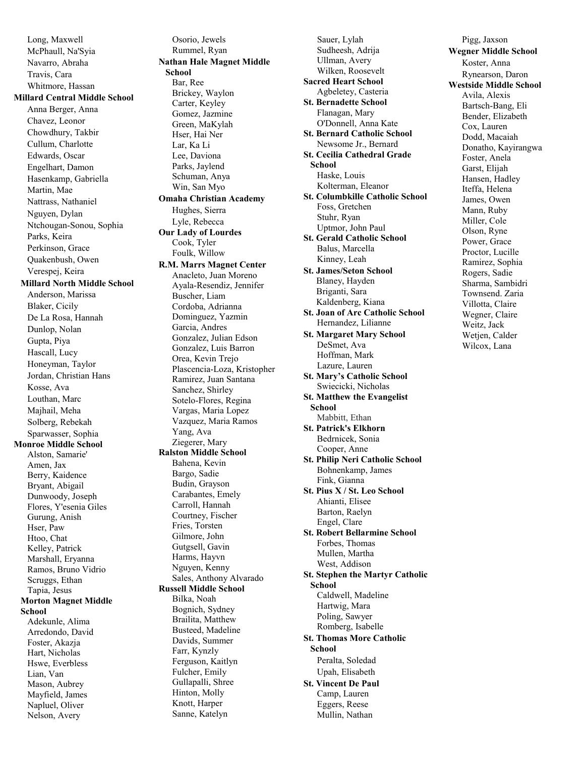Long, Maxwell
McPhaull, Na'Syia
Navarro, Abraha
Travis, Cara
Whitmore, Hassan

**Millard Central Middle School**

Anna Berger, Anna
Chavez, Leonor
Chowdhury, Takbir
Cullum, Charlotte
Edwards, Oscar
Engelhart, Damon
Hasenkamp, Gabriella
Martin, Mae
Nattrass, Nathaniel
Nguyen, Dylan
Ntchougan-Sonou, Sophia
Parks, Keira
Perkinson, Grace
Quakenbush, Owen
Verespej, Keira

**Millard North Middle School**

Anderson, Marissa
Blaker, Cicily
De La Rosa, Hannah
Dunlop, Nolan
Gupta, Piya
Hascall, Lucy
Honeyman, Taylor
Jordan, Christian Hans
Kosse, Ava
Louthan, Marc
Majhail, Meha
Solberg, Rebekah
Sparwasser, Sophia

**Monroe Middle School**

Alston, Samarie'
Amen, Jax
Berry, Kaidence
Bryant, Abigail
Dunwoody, Joseph
Flores, Y'esenia Giles
Gurung, Anish
Hser, Paw
Htoo, Chat
Kelley, Patrick
Marshall, Eryanna
Ramos, Bruno Vidrio
Scruggs, Ethan
Tapia, Jesus

**Morton Magnet Middle School**

Adekunle, Alima
Arredondo, David
Foster, Akazja
Hart, Nicholas
Hswe, Everbless
Lian, Van
Mason, Aubrey
Mayfield, James
Napluel, Oliver
Nelson, Avery
Osorio, Jewels
Rummel, Ryan

**Nathan Hale Magnet Middle School**

Bar, Ree
Brickey, Waylon
Carter, Keyley
Gomez, Jazmine
Green, MaKylah
Hser, Hai Ner
Lar, Ka Li
Lee, Daviona
Parks, Jaylend
Schuman, Anya
Win, San Myo

**Omaha Christian Academy**

Hughes, Sierra
Lyle, Rebecca

**Our Lady of Lourdes**

Cook, Tyler
Foulk, Willow

**R.M. Marrs Magnet Center**

Anacleto, Juan Moreno
Ayala-Resendiz, Jennifer
Buscher, Liam
Cordoba, Adrianna
Dominguez, Yazmin
Garcia, Andres
Gonzalez, Julian Edson
Gonzalez, Luis Barron
Orea, Kevin Trejo
Plascencia-Loza, Kristopher
Ramirez, Juan Santana
Sanchez, Shirley
Sotelo-Flores, Regina
Vargas, Maria Lopez
Vazquez, Maria Ramos
Yang, Ava
Ziegerer, Mary

**Ralston Middle School**

Bahena, Kevin
Bargo, Sadie
Budin, Grayson
Carabantes, Emely
Carroll, Hannah
Courtney, Fischer
Fries, Torsten
Gilmore, John
Gutgsell, Gavin
Harms, Hayvn
Nguyen, Kenny
Sales, Anthony Alvarado

**Russell Middle School**

Bilka, Noah
Bognich, Sydney
Brailita, Matthew
Busteed, Madeline
Davids, Summer
Farr, Kynzly
Ferguson, Kaitlyn
Fulcher, Emily
Gullapalli, Shree
Hinton, Molly
Knott, Harper
Sanne, Katelyn
Sauer, Lylah
Sudheesh, Adrija
Ullman, Avery
Wilken, Roosevelt

**Sacred Heart School**

Agbeletey, Casteria

**St. Bernadette School**

Flanagan, Mary
O'Donnell, Anna Kate

**St. Bernard Catholic School**

Newsome Jr., Bernard

**St. Cecilia Cathedral Grade School**

Haske, Louis
Kolterman, Eleanor

**St. Columbkille Catholic School**

Foss, Gretchen
Stuhr, Ryan
Uptmor, John Paul

**St. Gerald Catholic School**

Balus, Marcella
Kinney, Leah

**St. James/Seton School**

Blaney, Hayden
Briganti, Sara
Kaldenberg, Kiana

**St. Joan of Arc Catholic School**

Hernandez, Lilianne

**St. Margaret Mary School**

DeSmet, Ava
Hoffman, Mark
Lazure, Lauren

**St. Mary's Catholic School**

Swiecicki, Nicholas

**St. Matthew the Evangelist School**

Mabbitt, Ethan

**St. Patrick's Elkhorn**

Bednicek, Sonia
Cooper, Anne

**St. Philip Neri Catholic School**

Bohnenkamp, James
Fink, Gianna

**St. Pius X / St. Leo School**

Ahianti, Elisee
Barton, Raelyn
Engel, Clare

**St. Robert Bellarmine School**

Forbes, Thomas
Mullen, Martha
West, Addison

**St. Stephen the Martyr Catholic School**

Caldwell, Madeline
Hartwig, Mara
Poling, Sawyer
Romberg, Isabelle

**St. Thomas More Catholic School**

Peralta, Soledad
Upah, Elisabeth

**St. Vincent De Paul**

Camp, Lauren
Eggers, Reese
Mullin, Nathan
Pigg, Jaxson

**Wegner Middle School**

Koster, Anna
Rynearson, Daron

**Westside Middle School**

Avila, Alexis
Bartsch-Bang, Eli
Bender, Elizabeth
Cox, Lauren
Dodd, Macaiah
Donatho, Kayirangwa
Foster, Anela
Garst, Elijah
Hansen, Hadley
Iteffa, Helena
James, Owen
Mann, Ruby
Miller, Cole
Olson, Ryne
Power, Grace
Proctor, Lucille
Ramirez, Sophia
Rogers, Sadie
Sharma, Sambidri
Townsend. Zaria
Villotta, Claire
Wegner, Claire
Weitz, Jack
Wetjen, Calder
Wilcox, Lana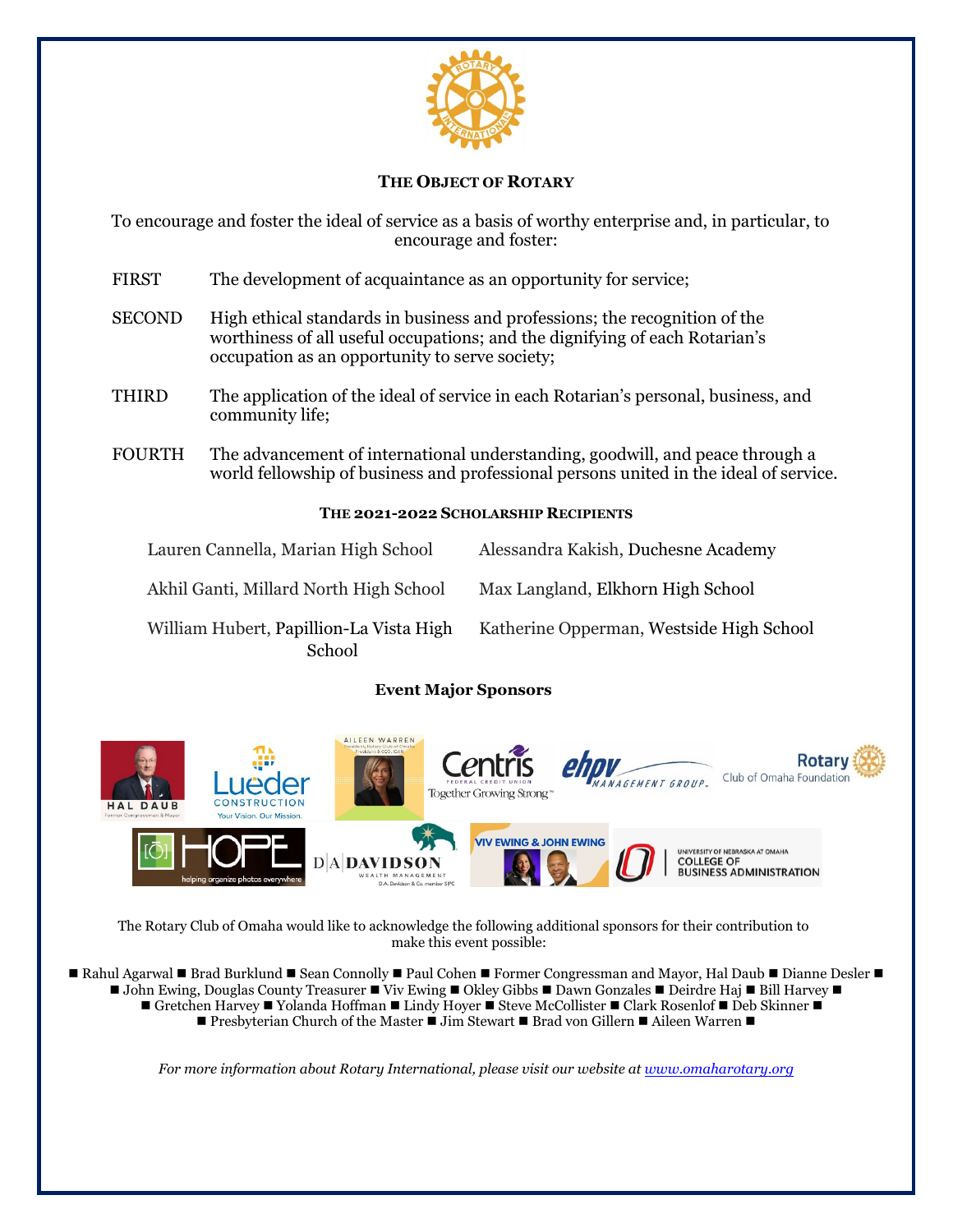### THE OBJECT OF ROTARY

To encourage and foster the ideal of service as a basis of worthy enterprise and, in particular, to encourage and foster:

FIRST The development of acquaintance as an opportunity for service;

SECOND High ethical standards in business and professions; the recognition of the worthiness of all useful occupations; and the dignifying of each Rotarian's occupation as an opportunity to serve society;

THIRD The application of the ideal of service in each Rotarian's personal, business, and community life;

FOURTH The advancement of international understanding, goodwill, and peace through a world fellowship of business and professional persons united in the ideal of service.

### THE 2021-2022 SCHOLARSHIP RECIPIENTS

Lauren Cannella, Marian High School

Alessandra Kakish, Duchesne Academy

Akhil Ganti, Millard North High School

Max Langland, Elkhorn High School

William Hubert, Papillion-La Vista High School

Katherine Opperman, Westside High School

### Event Major Sponsors

The Rotary Club of Omaha would like to acknowledge the following additional sponsors for their contribution to make this event possible:

■ Rahul Agarwal ■ Brad Burklund ■ Sean Connolly ■ Paul Cohen ■ Former Congressman and Mayor, Hal Daub ■ Dianne Desler ■ John Ewing, Douglas County Treasurer ■ Viv Ewing ■ Okley Gibbs ■ Dawn Gonzales ■ Deirdre Haj ■ Bill Harvey ■ Gretchen Harvey ■ Yolanda Hoffman ■ Lindy Hoyer ■ Steve McCollister ■ Clark Rosenlof ■ Deb Skinner ■ Presbyterian Church of the Master ■ Jim Stewart ■ Brad von Gillern ■ Aileen Warren ■

*For more information about Rotary International, please visit our website at www.omaharotary.org*